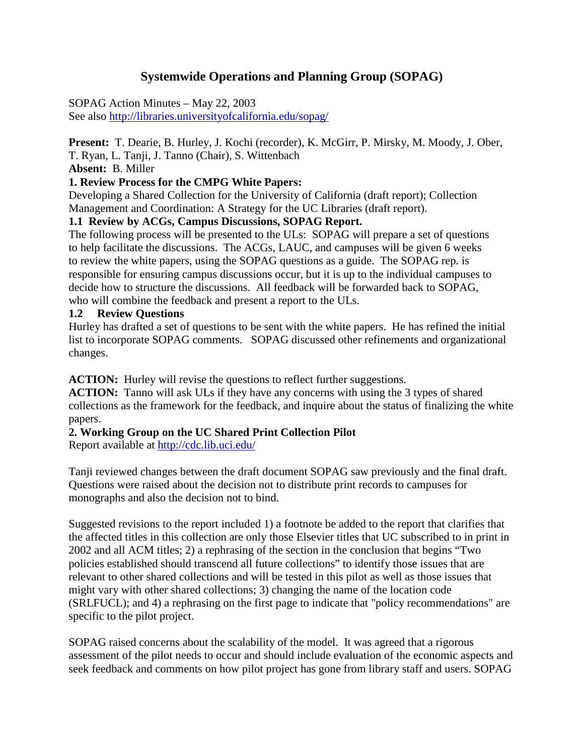# Systemwide Operations and Planning Group (SOPAG)

SOPAG Action Minutes – May 22, 2003
See also [http://libraries.universityofcalifornia.edu/sopag/](http://libraries.universityofcalifornia.edu/sopag/)

**Present:** T. Dearie, B. Hurley, J. Kochi (recorder), K. McGirr, P. Mirsky, M. Moody, J. Ober, T. Ryan, L. Tanji, J. Tanno (Chair), S. Wittenbach
**Absent:** B. Miller

**1. Review Process for the CMPG White Papers:**
Developing a Shared Collection for the University of California (draft report); Collection Management and Coordination: A Strategy for the UC Libraries (draft report).

**1.1 Review by ACGs, Campus Discussions, SOPAG Report.**
The following process will be presented to the ULs: SOPAG will prepare a set of questions to help facilitate the discussions. The ACGs, LAUC, and campuses will be given 6 weeks to review the white papers, using the SOPAG questions as a guide. The SOPAG rep. is responsible for ensuring campus discussions occur, but it is up to the individual campuses to decide how to structure the discussions. All feedback will be forwarded back to SOPAG, who will combine the feedback and present a report to the ULs.

**1.2 Review Questions**
Hurley has drafted a set of questions to be sent with the white papers. He has refined the initial list to incorporate SOPAG comments. SOPAG discussed other refinements and organizational changes.

**ACTION:** Hurley will revise the questions to reflect further suggestions.
**ACTION:** Tanno will ask ULs if they have any concerns with using the 3 types of shared collections as the framework for the feedback, and inquire about the status of finalizing the white papers.

**2. Working Group on the UC Shared Print Collection Pilot**
Report available at [http://cdc.lib.uci.edu/](http://cdc.lib.uci.edu/)

Tanji reviewed changes between the draft document SOPAG saw previously and the final draft. Questions were raised about the decision not to distribute print records to campuses for monographs and also the decision not to bind.

Suggested revisions to the report included 1) a footnote be added to the report that clarifies that the affected titles in this collection are only those Elsevier titles that UC subscribed to in print in 2002 and all ACM titles; 2) a rephrasing of the section in the conclusion that begins "Two policies established should transcend all future collections" to identify those issues that are relevant to other shared collections and will be tested in this pilot as well as those issues that might vary with other shared collections; 3) changing the name of the location code (SRLFUCL); and 4) a rephrasing on the first page to indicate that "policy recommendations" are specific to the pilot project.

SOPAG raised concerns about the scalability of the model. It was agreed that a rigorous assessment of the pilot needs to occur and should include evaluation of the economic aspects and seek feedback and comments on how pilot project has gone from library staff and users. SOPAG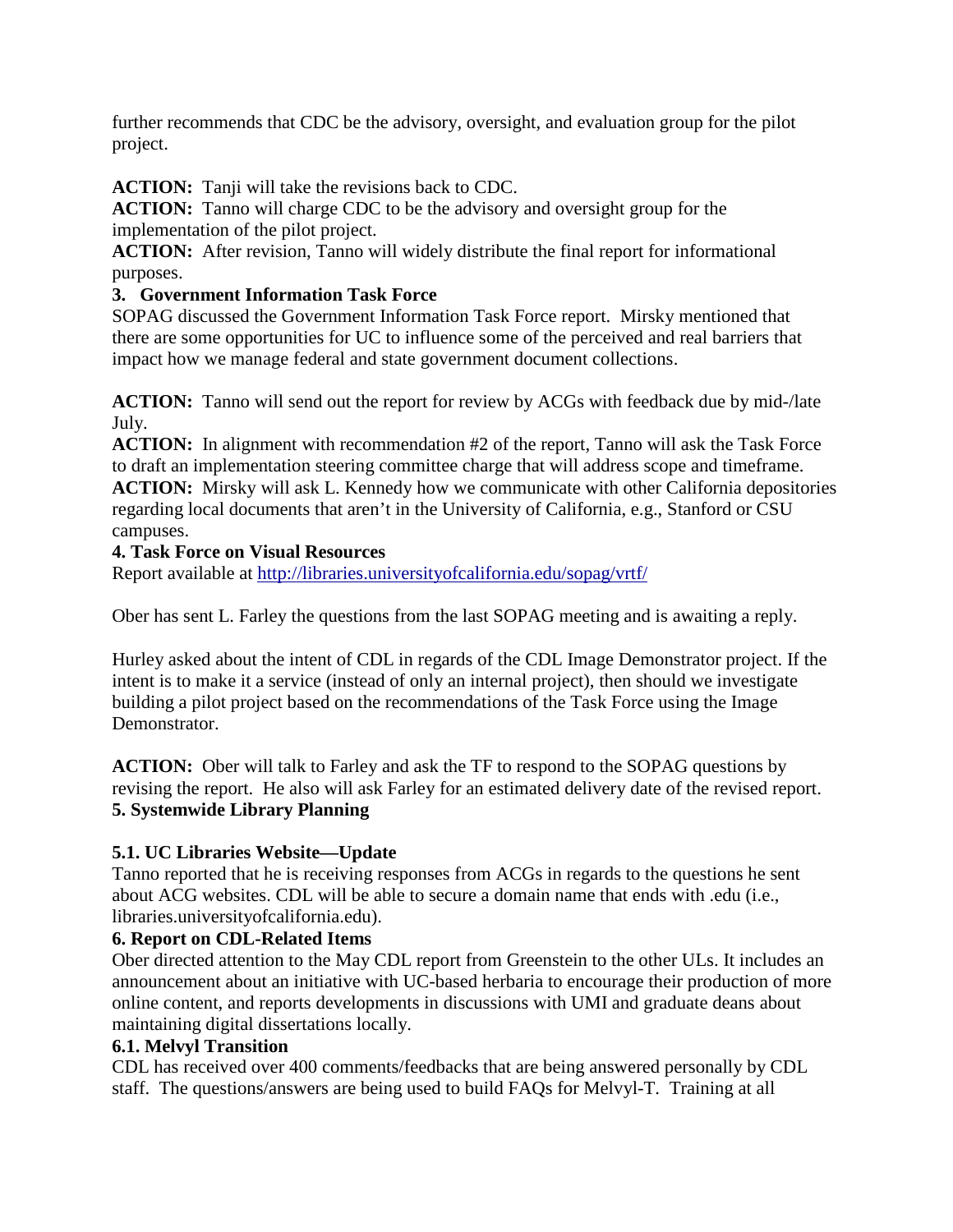further recommends that CDC be the advisory, oversight, and evaluation group for the pilot project.

**ACTION:** Tanji will take the revisions back to CDC.
**ACTION:** Tanno will charge CDC to be the advisory and oversight group for the implementation of the pilot project.
**ACTION:** After revision, Tanno will widely distribute the final report for informational purposes.

### 3. Government Information Task Force

SOPAG discussed the Government Information Task Force report. Mirsky mentioned that there are some opportunities for UC to influence some of the perceived and real barriers that impact how we manage federal and state government document collections.

**ACTION:** Tanno will send out the report for review by ACGs with feedback due by mid-/late July.
**ACTION:** In alignment with recommendation #2 of the report, Tanno will ask the Task Force to draft an implementation steering committee charge that will address scope and timeframe.
**ACTION:** Mirsky will ask L. Kennedy how we communicate with other California depositories regarding local documents that aren't in the University of California, e.g., Stanford or CSU campuses.

### 4. Task Force on Visual Resources

Report available at http://libraries.universityofcalifornia.edu/sopag/vrtf/

Ober has sent L. Farley the questions from the last SOPAG meeting and is awaiting a reply.

Hurley asked about the intent of CDL in regards of the CDL Image Demonstrator project. If the intent is to make it a service (instead of only an internal project), then should we investigate building a pilot project based on the recommendations of the Task Force using the Image Demonstrator.

**ACTION:** Ober will talk to Farley and ask the TF to respond to the SOPAG questions by revising the report. He also will ask Farley for an estimated delivery date of the revised report.

### 5. Systemwide Library Planning

#### 5.1. UC Libraries Website—Update

Tanno reported that he is receiving responses from ACGs in regards to the questions he sent about ACG websites. CDL will be able to secure a domain name that ends with .edu (i.e., libraries.universityofcalifornia.edu).

### 6. Report on CDL-Related Items

Ober directed attention to the May CDL report from Greenstein to the other ULs. It includes an announcement about an initiative with UC-based herbaria to encourage their production of more online content, and reports developments in discussions with UMI and graduate deans about maintaining digital dissertations locally.

#### 6.1. Melvyl Transition

CDL has received over 400 comments/feedbacks that are being answered personally by CDL staff. The questions/answers are being used to build FAQs for Melvyl-T. Training at all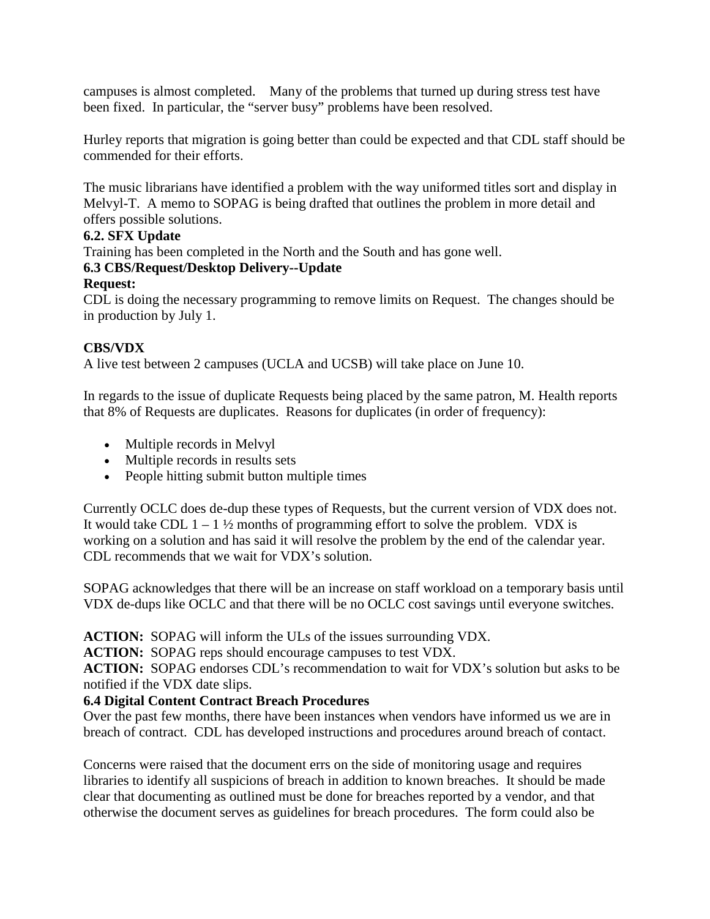campuses is almost completed. Many of the problems that turned up during stress test have been fixed. In particular, the "server busy" problems have been resolved.

Hurley reports that migration is going better than could be expected and that CDL staff should be commended for their efforts.

The music librarians have identified a problem with the way uniformed titles sort and display in Melvyl-T. A memo to SOPAG is being drafted that outlines the problem in more detail and offers possible solutions.

**6.2. SFX Update**

Training has been completed in the North and the South and has gone well.

**6.3 CBS/Request/Desktop Delivery--Update**

**Request:**

CDL is doing the necessary programming to remove limits on Request. The changes should be in production by July 1.

**CBS/VDX**

A live test between 2 campuses (UCLA and UCSB) will take place on June 10.

In regards to the issue of duplicate Requests being placed by the same patron, M. Health reports that 8% of Requests are duplicates. Reasons for duplicates (in order of frequency):

- Multiple records in Melvyl
- Multiple records in results sets
- People hitting submit button multiple times

Currently OCLC does de-dup these types of Requests, but the current version of VDX does not. It would take CDL 1 – 1 ½ months of programming effort to solve the problem. VDX is working on a solution and has said it will resolve the problem by the end of the calendar year. CDL recommends that we wait for VDX's solution.

SOPAG acknowledges that there will be an increase on staff workload on a temporary basis until VDX de-dups like OCLC and that there will be no OCLC cost savings until everyone switches.

**ACTION:** SOPAG will inform the ULs of the issues surrounding VDX.

**ACTION:** SOPAG reps should encourage campuses to test VDX.

**ACTION:** SOPAG endorses CDL's recommendation to wait for VDX's solution but asks to be notified if the VDX date slips.

**6.4 Digital Content Contract Breach Procedures**

Over the past few months, there have been instances when vendors have informed us we are in breach of contract. CDL has developed instructions and procedures around breach of contact.

Concerns were raised that the document errs on the side of monitoring usage and requires libraries to identify all suspicions of breach in addition to known breaches. It should be made clear that documenting as outlined must be done for breaches reported by a vendor, and that otherwise the document serves as guidelines for breach procedures. The form could also be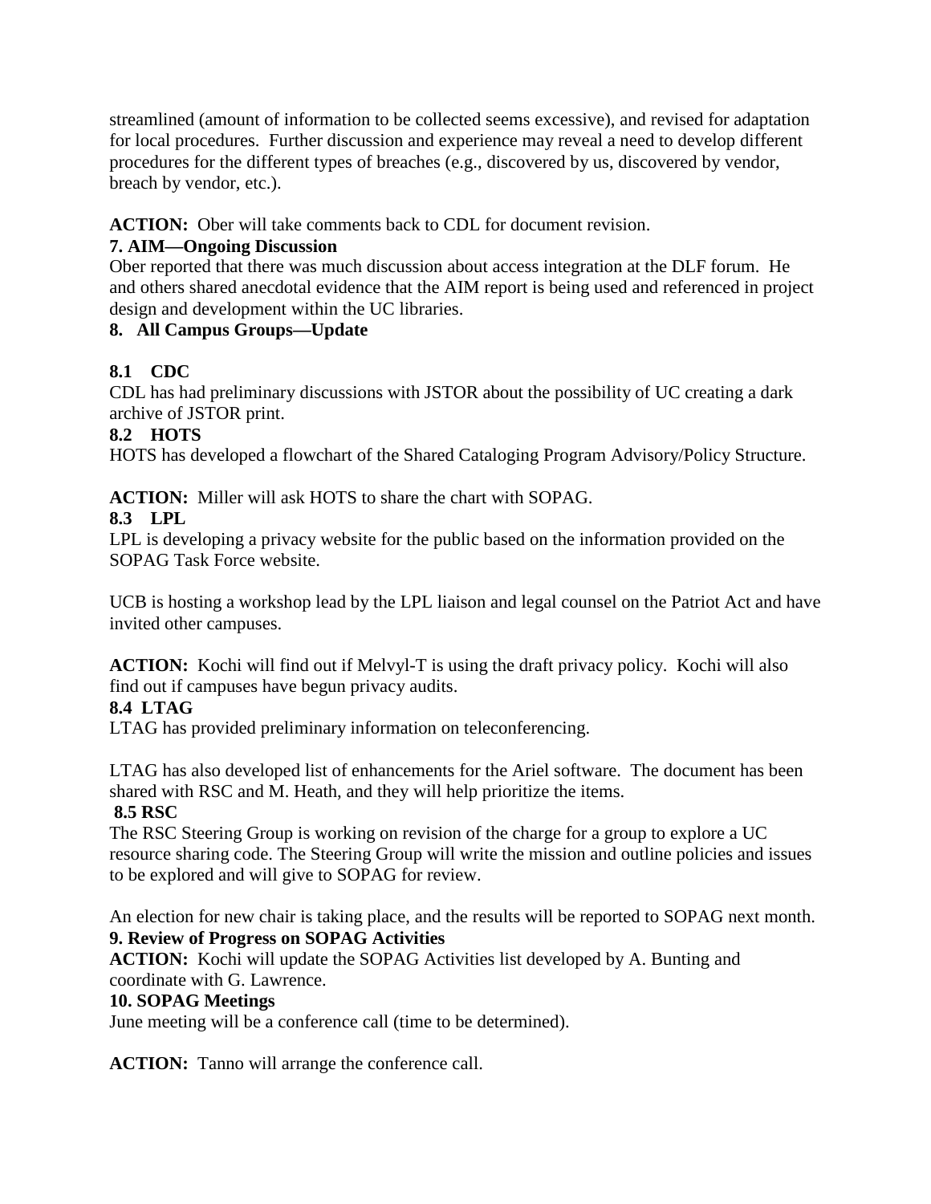streamlined (amount of information to be collected seems excessive), and revised for adaptation for local procedures. Further discussion and experience may reveal a need to develop different procedures for the different types of breaches (e.g., discovered by us, discovered by vendor, breach by vendor, etc.).

**ACTION:** Ober will take comments back to CDL for document revision.

**7. AIM—Ongoing Discussion**

Ober reported that there was much discussion about access integration at the DLF forum. He and others shared anecdotal evidence that the AIM report is being used and referenced in project design and development within the UC libraries.

**8. All Campus Groups—Update**

**8.1 CDC**

CDL has had preliminary discussions with JSTOR about the possibility of UC creating a dark archive of JSTOR print.

**8.2 HOTS**

HOTS has developed a flowchart of the Shared Cataloging Program Advisory/Policy Structure.

**ACTION:** Miller will ask HOTS to share the chart with SOPAG.

**8.3 LPL**

LPL is developing a privacy website for the public based on the information provided on the SOPAG Task Force website.

UCB is hosting a workshop lead by the LPL liaison and legal counsel on the Patriot Act and have invited other campuses.

**ACTION:** Kochi will find out if Melvyl-T is using the draft privacy policy. Kochi will also find out if campuses have begun privacy audits.

**8.4 LTAG**

LTAG has provided preliminary information on teleconferencing.

LTAG has also developed list of enhancements for the Ariel software. The document has been shared with RSC and M. Heath, and they will help prioritize the items.

**8.5 RSC**

The RSC Steering Group is working on revision of the charge for a group to explore a UC resource sharing code. The Steering Group will write the mission and outline policies and issues to be explored and will give to SOPAG for review.

An election for new chair is taking place, and the results will be reported to SOPAG next month.

**9. Review of Progress on SOPAG Activities**

**ACTION:** Kochi will update the SOPAG Activities list developed by A. Bunting and coordinate with G. Lawrence.

**10. SOPAG Meetings**

June meeting will be a conference call (time to be determined).

**ACTION:** Tanno will arrange the conference call.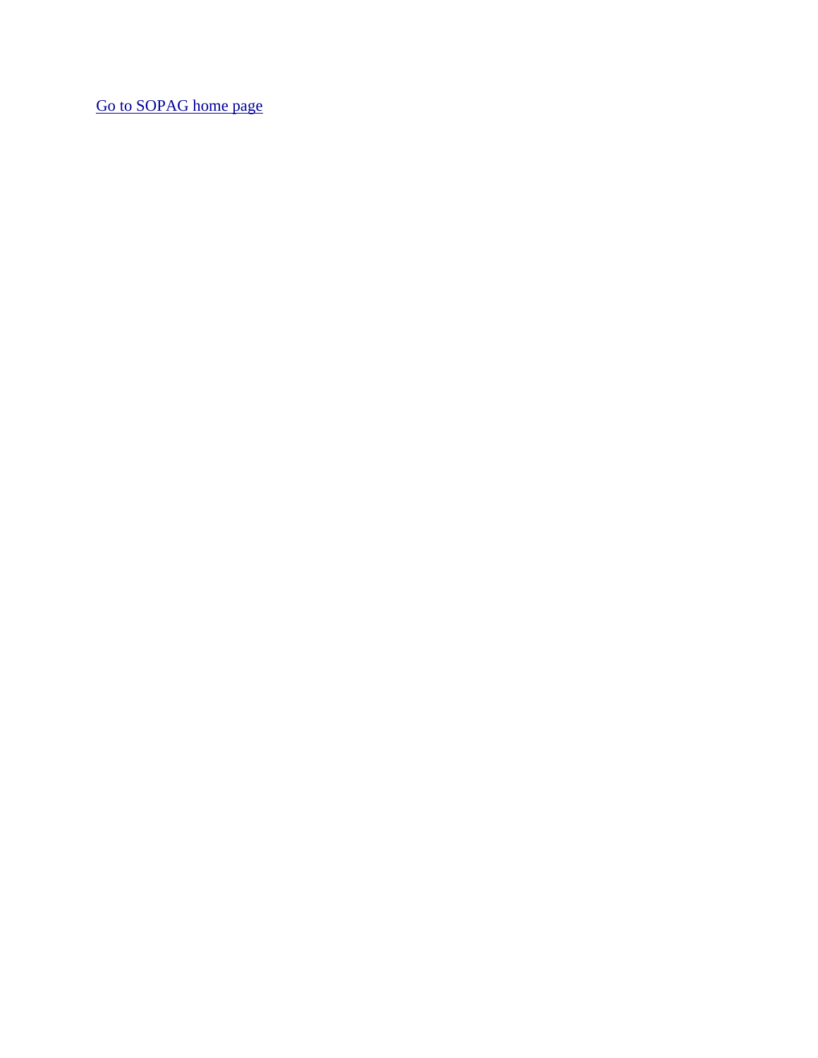Go to SOPAG home page